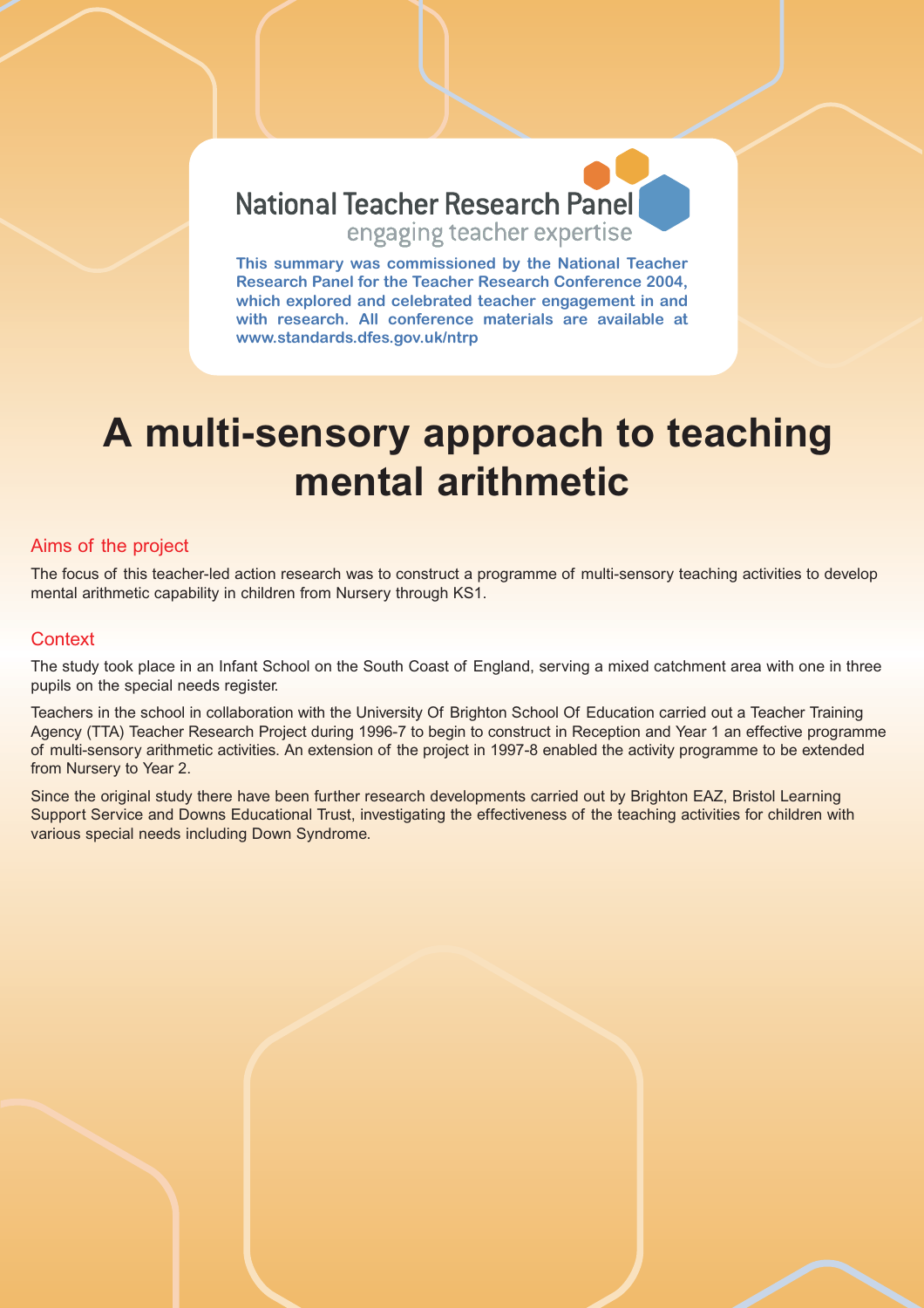National Teacher Research Panel

engaging teacher expertise

**This summary was commissioned by the National Teacher Research Panel for the Teacher Research Conference 2004, which explored and celebrated teacher engagement in and with research. All conference materials are available at www.standards.dfes.gov.uk/ntrp**

# A multi-sensory approach to teaching mental arithmetic

## Aims of the project

The focus of this teacher-led action research was to construct a programme of multi-sensory teaching activities to develop mental arithmetic capability in children from Nursery through KS1.

## Context

The study took place in an Infant School on the South Coast of England, serving a mixed catchment area with one in three pupils on the special needs register.

Teachers in the school in collaboration with the University Of Brighton School Of Education carried out a Teacher Training Agency (TTA) Teacher Research Project during 1996-7 to begin to construct in Reception and Year 1 an effective programme of multi-sensory arithmetic activities. An extension of the project in 1997-8 enabled the activity programme to be extended from Nursery to Year 2.

Since the original study there have been further research developments carried out by Brighton EAZ, Bristol Learning Support Service and Downs Educational Trust, investigating the effectiveness of the teaching activities for children with various special needs including Down Syndrome.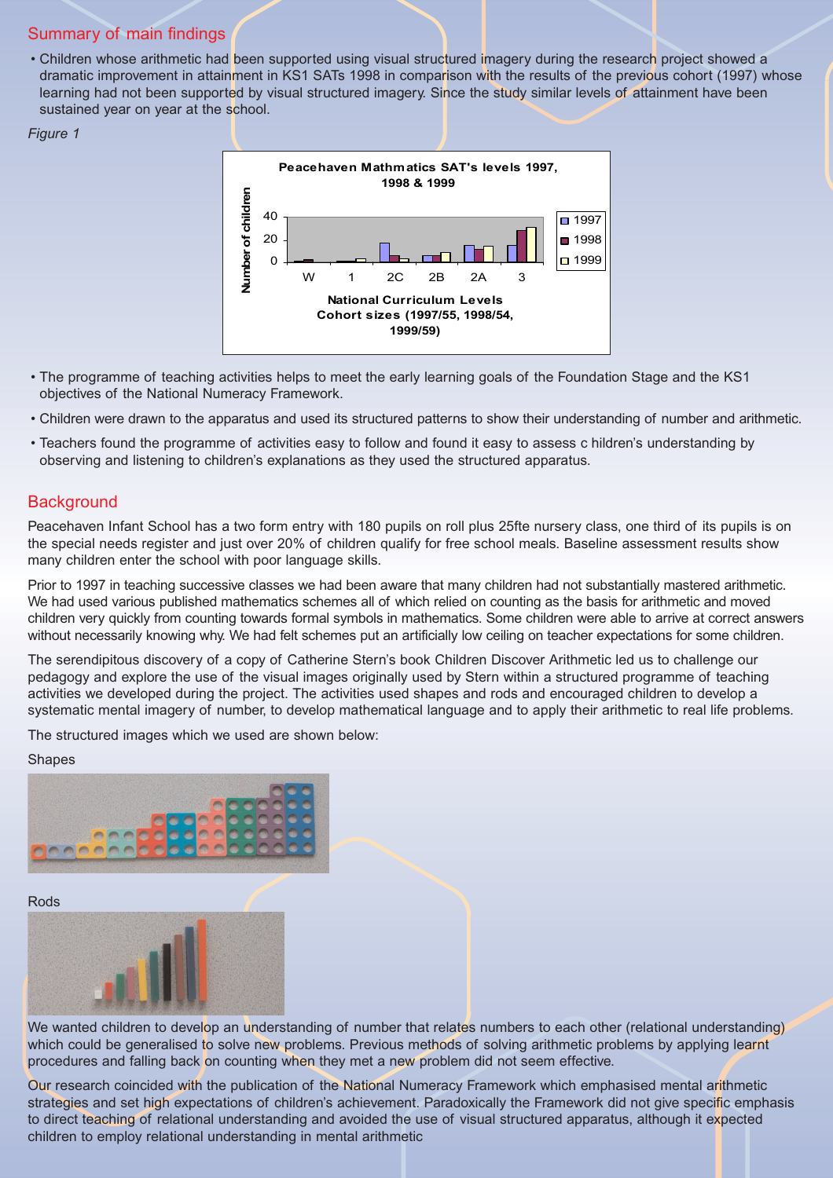## Summary of main findings

- Children whose arithmetic had been supported using visual structured imagery during the research project showed a dramatic improvement in attainment in KS1 SATs 1998 in comparison with the results of the previous cohort (1997) whose learning had not been supported by visual structured imagery. Since the study similar levels of attainment have been sustained year on year at the school.

*Figure 1*

Peacehaven Mathmatics SAT's levels 1997, 1998 & 1999

Number of children

40
20
0

W 1 2C 2B 2A 3

National Curriculum Levels

Cohort sizes (1997/55, 1998/54, 1999/59)

1997
1998
1999

- The programme of teaching activities helps to meet the early learning goals of the Foundation Stage and the KS1 objectives of the National Numeracy Framework.
- Children were drawn to the apparatus and used its structured patterns to show their understanding of number and arithmetic.
- Teachers found the programme of activities easy to follow and found it easy to assess c hildren's understanding by observing and listening to children's explanations as they used the structured apparatus.

## Background

Peacehaven Infant School has a two form entry with 180 pupils on roll plus 25fte nursery class, one third of its pupils is on the special needs register and just over 20% of children qualify for free school meals. Baseline assessment results show many children enter the school with poor language skills.

Prior to 1997 in teaching successive classes we had been aware that many children had not substantially mastered arithmetic. We had used various published mathematics schemes all of which relied on counting as the basis for arithmetic and moved children very quickly from counting towards formal symbols in mathematics. Some children were able to arrive at correct answers without necessarily knowing why. We had felt schemes put an artificially low ceiling on teacher expectations for some children.

The serendipitous discovery of a copy of Catherine Stern's book Children Discover Arithmetic led us to challenge our pedagogy and explore the use of the visual images originally used by Stern within a structured programme of teaching activities we developed during the project. The activities used shapes and rods and encouraged children to develop a systematic mental imagery of number, to develop mathematical language and to apply their arithmetic to real life problems.

The structured images which we used are shown below:

Shapes

Rods

We wanted children to develop an understanding of number that relates numbers to each other (relational understanding) which could be generalised to solve new problems. Previous methods of solving arithmetic problems by applying learnt procedures and falling back on counting when they met a new problem did not seem effective.

Our research coincided with the publication of the National Numeracy Framework which emphasised mental arithmetic strategies and set high expectations of children's achievement. Paradoxically the Framework did not give specific emphasis to direct teaching of relational understanding and avoided the use of visual structured apparatus, although it expected children to employ relational understanding in mental arithmetic